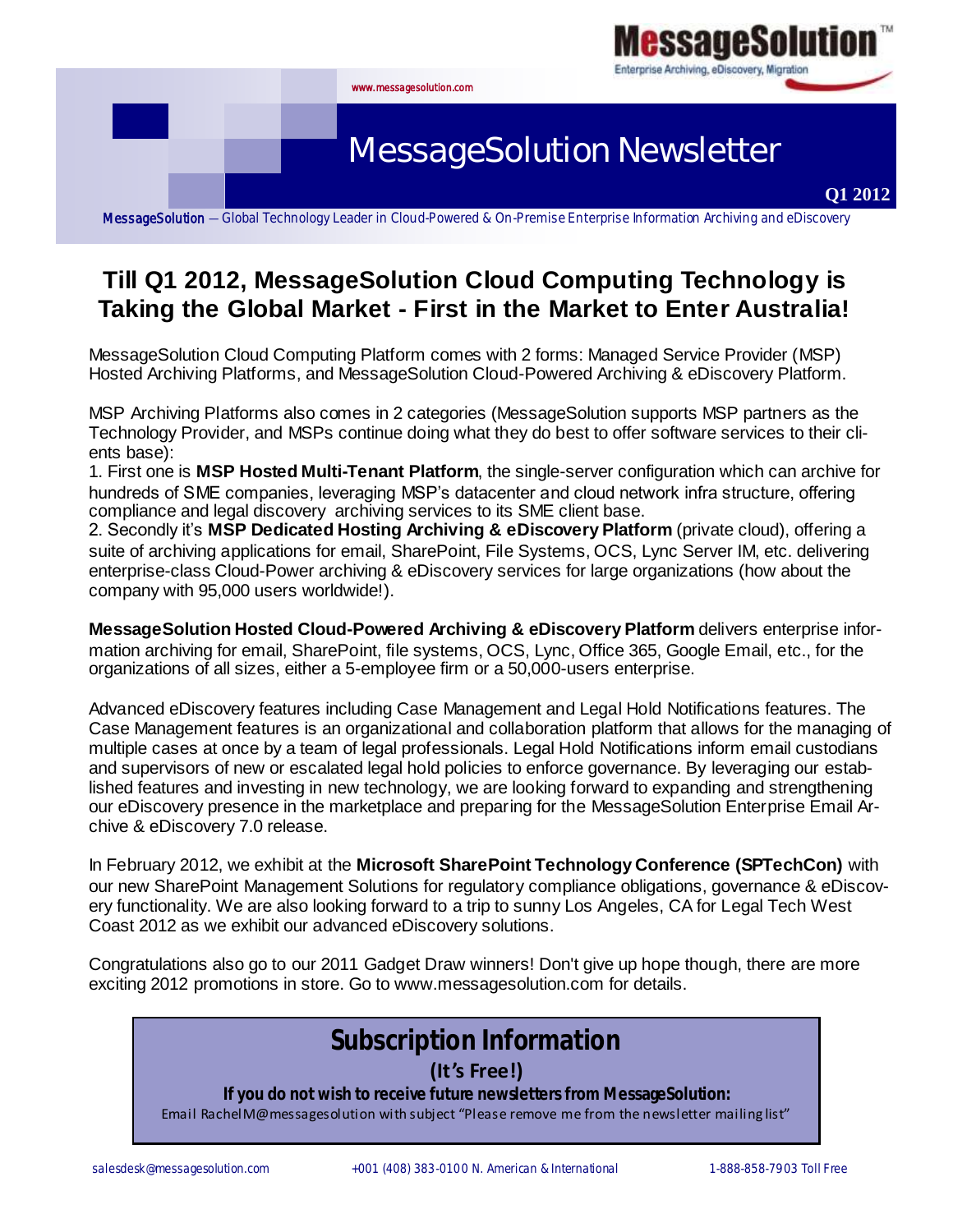MessageSolution™

Enterprise Archiving, eDiscovery, Migration

www.messagesolution.com

# MessageSolution Newsletter

**Q1 2012**

MessageSolution — Global Technology Leader in Cloud-Powered & On-Premise Enterprise Information Archiving and eDiscovery

## Till Q1 2012, MessageSolution Cloud Computing Technology is Taking the Global Market - First in the Market to Enter Australia!

MessageSolution Cloud Computing Platform comes with 2 forms: Managed Service Provider (MSP) Hosted Archiving Platforms, and MessageSolution Cloud-Powered Archiving & eDiscovery Platform.

MSP Archiving Platforms also comes in 2 categories (MessageSolution supports MSP partners as the Technology Provider, and MSPs continue doing what they do best to offer software services to their clients base):

1. First one is **MSP Hosted Multi-Tenant Platform**, the single-server configuration which can archive for hundreds of SME companies, leveraging MSP's datacenter and cloud network infra structure, offering compliance and legal discovery archiving services to its SME client base.
2. Secondly it's **MSP Dedicated Hosting Archiving & eDiscovery Platform** (private cloud), offering a suite of archiving applications for email, SharePoint, File Systems, OCS, Lync Server IM, etc. delivering enterprise-class Cloud-Power archiving & eDiscovery services for large organizations (how about the company with 95,000 users worldwide!).

**MessageSolution Hosted Cloud-Powered Archiving & eDiscovery Platform** delivers enterprise information archiving for email, SharePoint, file systems, OCS, Lync, Office 365, Google Email, etc., for the organizations of all sizes, either a 5-employee firm or a 50,000-users enterprise.

Advanced eDiscovery features including Case Management and Legal Hold Notifications features. The Case Management features is an organizational and collaboration platform that allows for the managing of multiple cases at once by a team of legal professionals. Legal Hold Notifications inform email custodians and supervisors of new or escalated legal hold policies to enforce governance. By leveraging our established features and investing in new technology, we are looking forward to expanding and strengthening our eDiscovery presence in the marketplace and preparing for the MessageSolution Enterprise Email Archive & eDiscovery 7.0 release.

In February 2012, we exhibit at the **Microsoft SharePoint Technology Conference (SPTechCon)** with our new SharePoint Management Solutions for regulatory compliance obligations, governance & eDiscovery functionality. We are also looking forward to a trip to sunny Los Angeles, CA for Legal Tech West Coast 2012 as we exhibit our advanced eDiscovery solutions.

Congratulations also go to our 2011 Gadget Draw winners! Don't give up hope though, there are more exciting 2012 promotions in store. Go to www.messagesolution.com for details.

## Subscription Information

**(It's Free!)**

**If you do not wish to receive future newsletters from MessageSolution:**

Email RachelM@messagesolution with subject "Please remove me from the newsletter mailing list"

salesdesk@messagesolution.com +001 (408) 383-0100 N. American & International 1-888-858-7903 Toll Free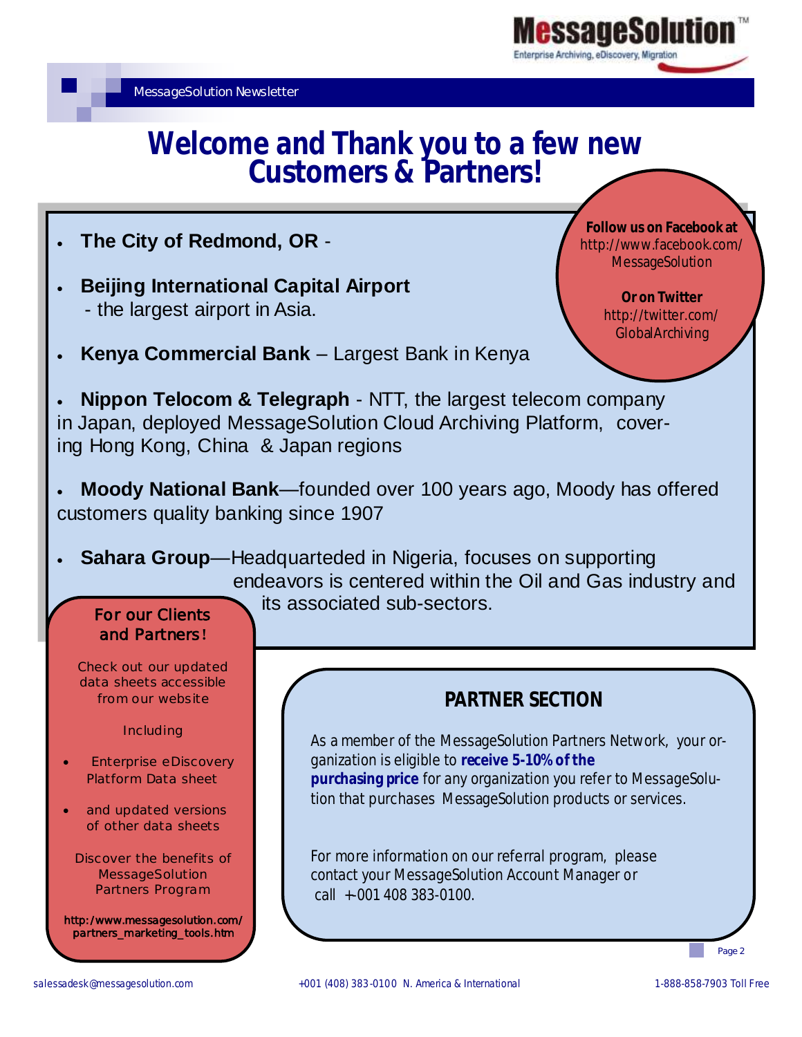# Welcome and Thank you to a few new Customers & Partners!

- **The City of Redmond, OR** -
- **Beijing International Capital Airport** - the largest airport in Asia.
- **Kenya Commercial Bank** – Largest Bank in Kenya
- **Nippon Telocom & Telegraph** - NTT, the largest telecom company in Japan, deployed MessageSolution Cloud Archiving Platform, covering Hong Kong, China & Japan regions
- **Moody National Bank**—founded over 100 years ago, Moody has offered customers quality banking since 1907
- **Sahara Group**—Headquarteded in Nigeria, focuses on supporting endeavors is centered within the Oil and Gas industry and its associated sub-sectors.

**Follow us on Facebook at** http://www.facebook.com/MessageSolution

**Or on Twitter** http://twitter.com/GlobalArchiving

## For our Clients and Partners!

Check out our updated data sheets accessible from our website

Including

- Enterprise eDiscovery Platform Data sheet
- and updated versions of other data sheets

Discover the benefits of MessageSolution Partners Program

**http:/www.messagesolution.com/partners_marketing_tools.htm**

## PARTNER SECTION

As a member of the MessageSolution Partners Network, your organization is eligible to **receive 5-10% of the purchasing price** for any organization you refer to MessageSolution that purchases MessageSolution products or services.

For more information on our referral program, please contact your MessageSolution Account Manager or call +001 408 383-0100.

salessadesk@messagesolution.com +001 (408) 383-0100 N. America & International 1-888-858-7903 Toll Free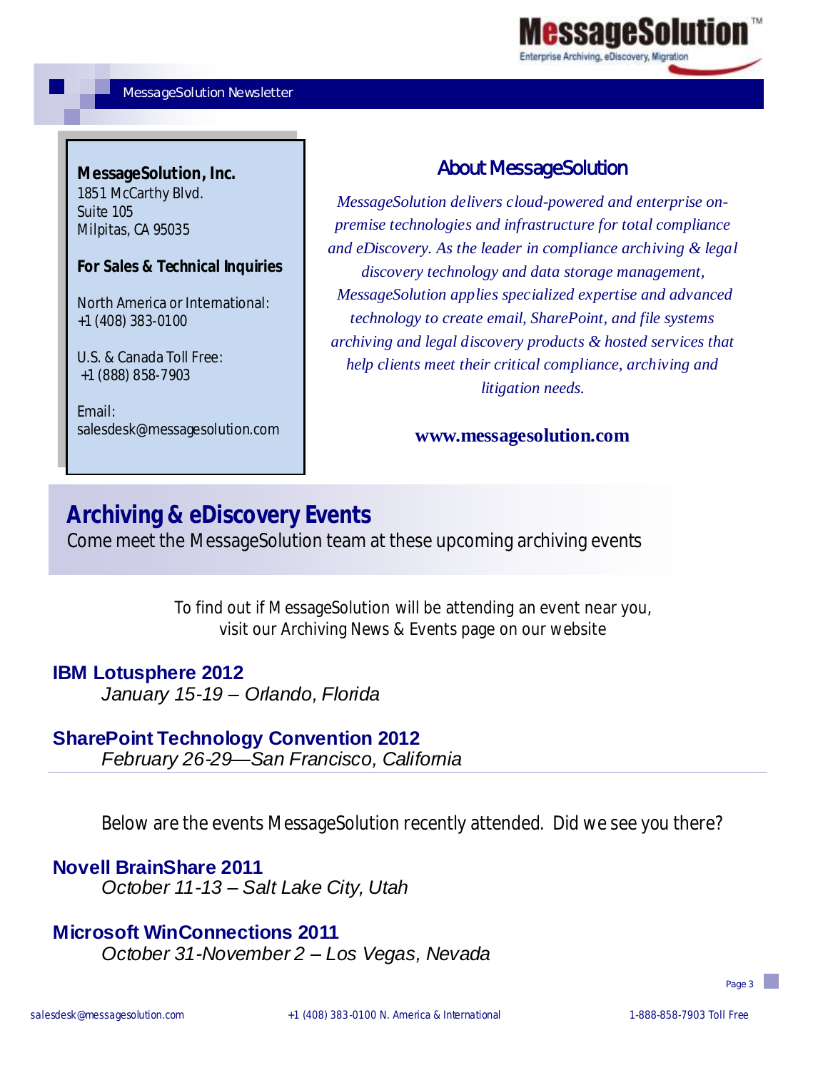**MessageSolution, Inc.**
1851 McCarthy Blvd.
Suite 105
Milpitas, CA 95035

**For Sales & Technical Inquiries**

North America or International:
+1 (408) 383-0100

U.S. & Canada Toll Free:
+1 (888) 858-7903

Email:
salesdesk@messagesolution.com

## About MessageSolution

*MessageSolution delivers cloud-powered and enterprise on-premise technologies and infrastructure for total compliance and eDiscovery. As the leader in compliance archiving & legal discovery technology and data storage management, MessageSolution applies specialized expertise and advanced technology to create email, SharePoint, and file systems archiving and legal discovery products & hosted services that help clients meet their critical compliance, archiving and litigation needs.*

**www.messagesolution.com**

## Archiving & eDiscovery Events

Come meet the MessageSolution team at these upcoming archiving events

To find out if MessageSolution will be attending an event near you, visit our Archiving News & Events page on our website

### IBM Lotusphere 2012

*January 15-19 – Orlando, Florida*

### SharePoint Technology Convention 2012

*February 26-29—San Francisco, California*

---

Below are the events MessageSolution recently attended. Did we see you there?

### Novell BrainShare 2011

*October 11-13 – Salt Lake City, Utah*

### Microsoft WinConnections 2011

*October 31-November 2 – Los Vegas, Nevada*